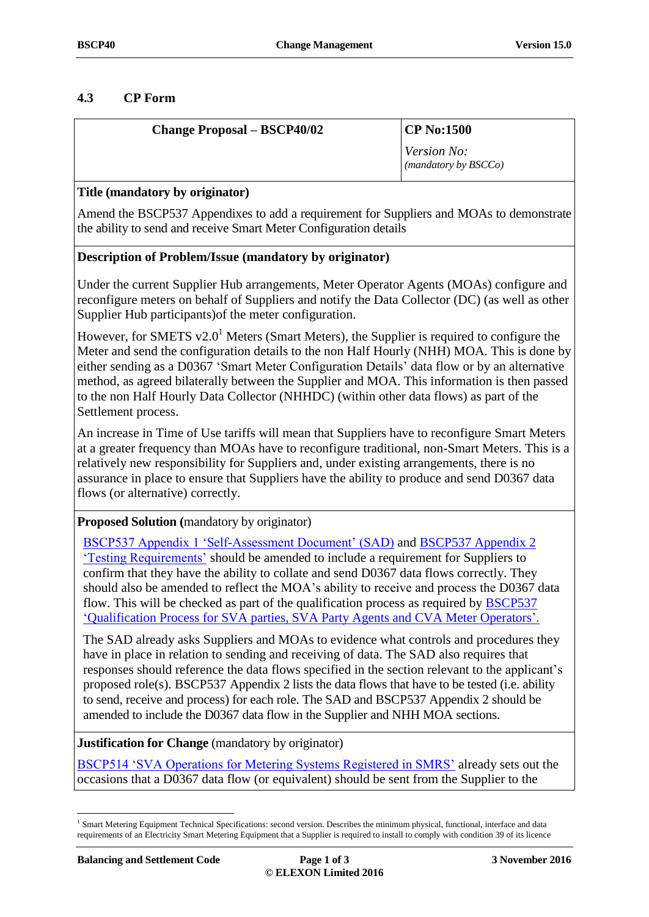## 4.3 CP Form

| Change Proposal – BSCP40/02 | CP No:1500 |
|---|---|
| | *Version No:* *(mandatory by BSCCo)* |

**Title (mandatory by originator)**

Amend the BSCP537 Appendixes to add a requirement for Suppliers and MOAs to demonstrate the ability to send and receive Smart Meter Configuration details

**Description of Problem/Issue (mandatory by originator)**

Under the current Supplier Hub arrangements, Meter Operator Agents (MOAs) configure and reconfigure meters on behalf of Suppliers and notify the Data Collector (DC) (as well as other Supplier Hub participants)of the meter configuration.

However, for SMETS v2.0[1] Meters (Smart Meters), the Supplier is required to configure the Meter and send the configuration details to the non Half Hourly (NHH) MOA. This is done by either sending as a D0367 'Smart Meter Configuration Details' data flow or by an alternative method, as agreed bilaterally between the Supplier and MOA. This information is then passed to the non Half Hourly Data Collector (NHHDC) (within other data flows) as part of the Settlement process.

An increase in Time of Use tariffs will mean that Suppliers have to reconfigure Smart Meters at a greater frequency than MOAs have to reconfigure traditional, non-Smart Meters. This is a relatively new responsibility for Suppliers and, under existing arrangements, there is no assurance in place to ensure that Suppliers have the ability to produce and send D0367 data flows (or alternative) correctly.

**Proposed Solution (**mandatory by originator)

BSCP537 Appendix 1 'Self-Assessment Document' (SAD) and BSCP537 Appendix 2 'Testing Requirements' should be amended to include a requirement for Suppliers to confirm that they have the ability to collate and send D0367 data flows correctly. They should also be amended to reflect the MOA's ability to receive and process the D0367 data flow. This will be checked as part of the qualification process as required by BSCP537 'Qualification Process for SVA parties, SVA Party Agents and CVA Meter Operators'.

The SAD already asks Suppliers and MOAs to evidence what controls and procedures they have in place in relation to sending and receiving of data. The SAD also requires that responses should reference the data flows specified in the section relevant to the applicant's proposed role(s). BSCP537 Appendix 2 lists the data flows that have to be tested (i.e. ability to send, receive and process) for each role. The SAD and BSCP537 Appendix 2 should be amended to include the D0367 data flow in the Supplier and NHH MOA sections.

**Justification for Change** (mandatory by originator)

BSCP514 'SVA Operations for Metering Systems Registered in SMRS' already sets out the occasions that a D0367 data flow (or equivalent) should be sent from the Supplier to the

[1] Smart Metering Equipment Technical Specifications: second version. Describes the minimum physical, functional, interface and data requirements of an Electricity Smart Metering Equipment that a Supplier is required to install to comply with condition 39 of its licence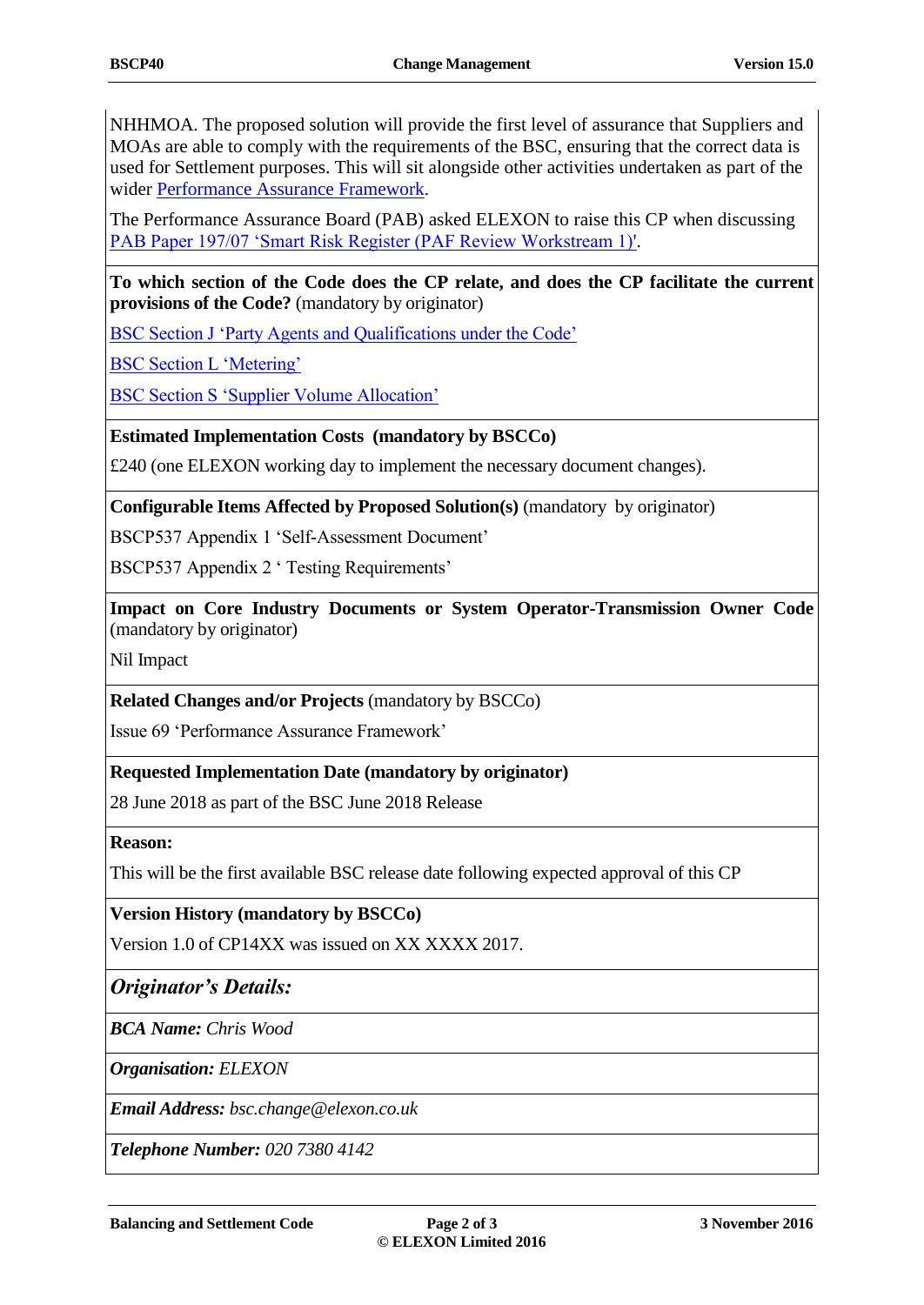NHHMOA. The proposed solution will provide the first level of assurance that Suppliers and MOAs are able to comply with the requirements of the BSC, ensuring that the correct data is used for Settlement purposes. This will sit alongside other activities undertaken as part of the wider Performance Assurance Framework.

The Performance Assurance Board (PAB) asked ELEXON to raise this CP when discussing PAB Paper 197/07 'Smart Risk Register (PAF Review Workstream 1)'.

**To which section of the Code does the CP relate, and does the CP facilitate the current provisions of the Code?** (mandatory by originator)

BSC Section J 'Party Agents and Qualifications under the Code'

BSC Section L 'Metering'

BSC Section S 'Supplier Volume Allocation'

**Estimated Implementation Costs (mandatory by BSCCo)**

£240 (one ELEXON working day to implement the necessary document changes).

**Configurable Items Affected by Proposed Solution(s)** (mandatory by originator)

BSCP537 Appendix 1 'Self-Assessment Document'

BSCP537 Appendix 2 ' Testing Requirements'

**Impact on Core Industry Documents or System Operator-Transmission Owner Code** (mandatory by originator)

Nil Impact

**Related Changes and/or Projects** (mandatory by BSCCo)

Issue 69 'Performance Assurance Framework'

**Requested Implementation Date (mandatory by originator)**

28 June 2018 as part of the BSC June 2018 Release

**Reason:**

This will be the first available BSC release date following expected approval of this CP

**Version History (mandatory by BSCCo)**

Version 1.0 of CP14XX was issued on XX XXXX 2017.

***Originator's Details:***

***BCA Name:*** *Chris Wood*

***Organisation:*** *ELEXON*

***Email Address:*** *bsc.change@elexon.co.uk*

***Telephone Number:*** *020 7380 4142*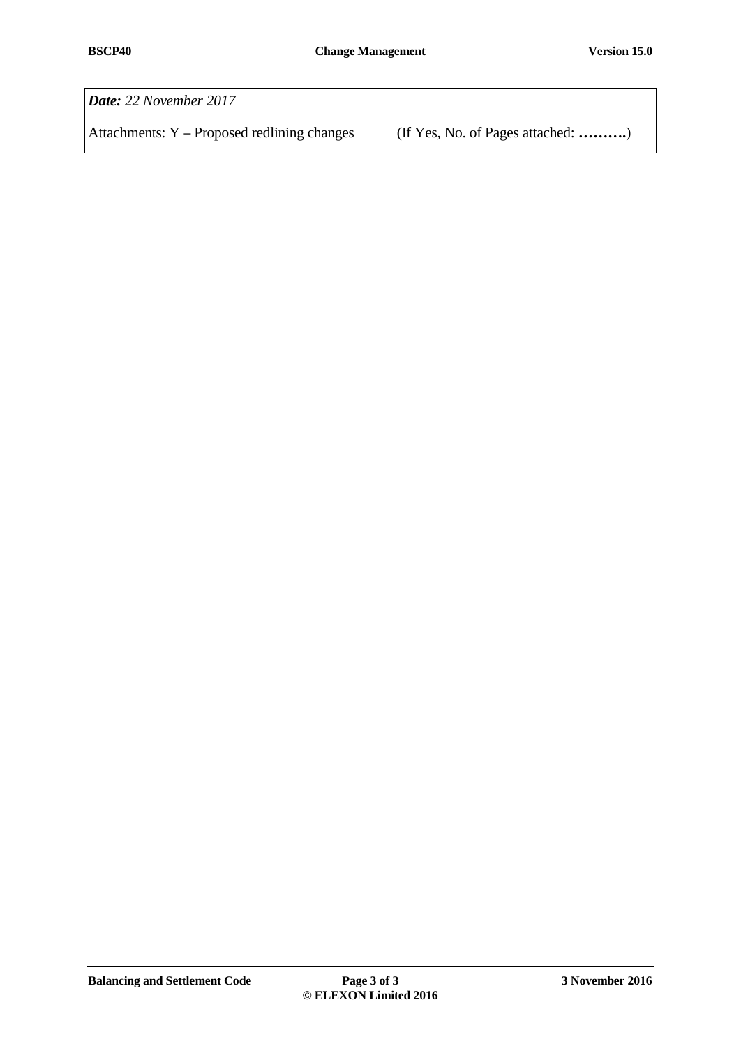| | |
|---|---|
| ***Date:*** *22 November 2017* | |
| Attachments: Y **–** Proposed redlining changes | (If Yes, No. of Pages attached: **……….**) |